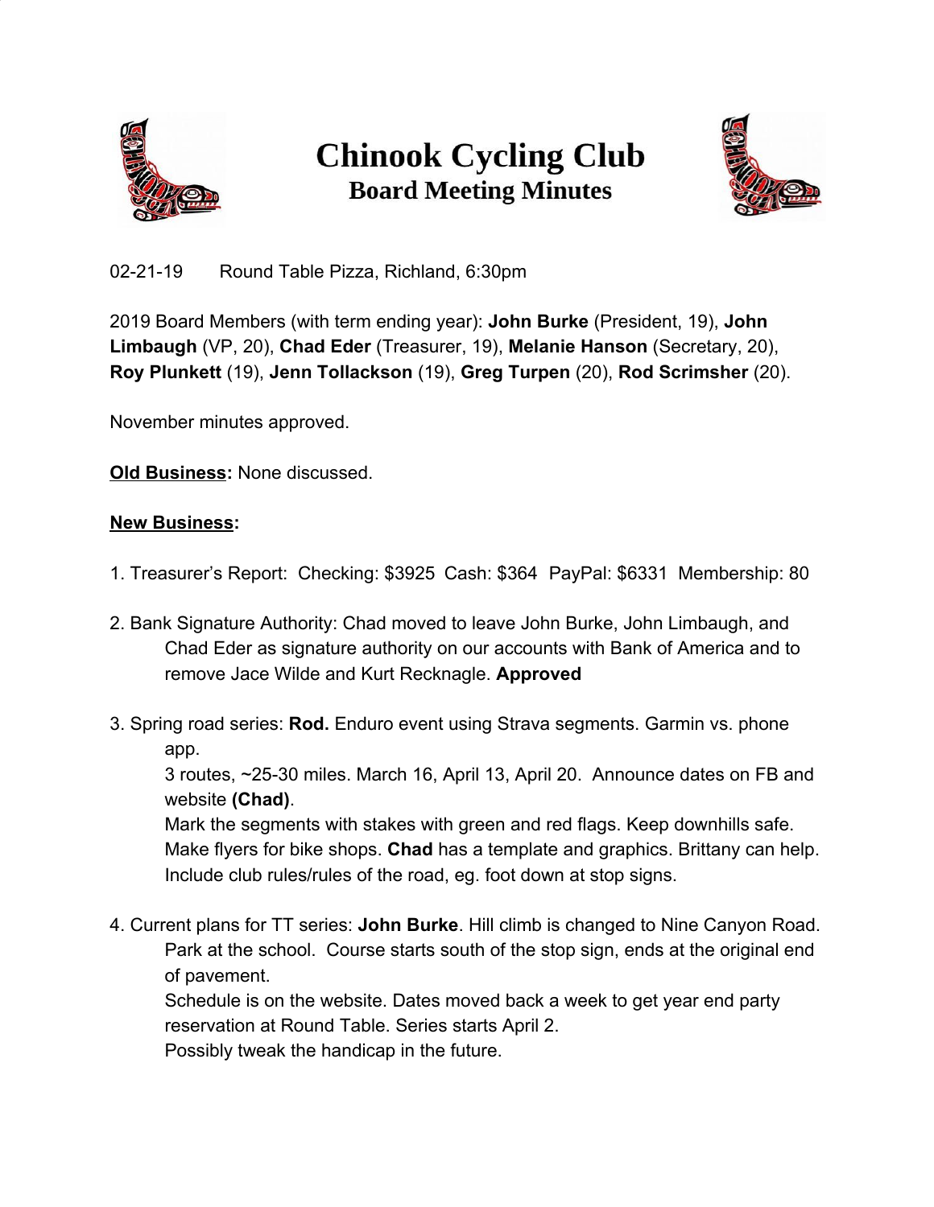# Chinook Cycling Club
## Board Meeting Minutes

02-21-19 Round Table Pizza, Richland, 6:30pm

2019 Board Members (with term ending year): **John Burke** (President, 19), **John Limbaugh** (VP, 20), **Chad Eder** (Treasurer, 19), **Melanie Hanson** (Secretary, 20), **Roy Plunkett** (19), **Jenn Tollackson** (19), **Greg Turpen** (20), **Rod Scrimsher** (20).

November minutes approved.

**Old Business:** None discussed.

**New Business:**

1. Treasurer's Report: Checking: $3925 Cash: $364 PayPal: $6331 Membership: 80

2. Bank Signature Authority: Chad moved to leave John Burke, John Limbaugh, and Chad Eder as signature authority on our accounts with Bank of America and to remove Jace Wilde and Kurt Recknagle. **Approved**

3. Spring road series: **Rod.** Enduro event using Strava segments. Garmin vs. phone app.
   3 routes, ~25-30 miles. March 16, April 13, April 20. Announce dates on FB and website **(Chad)**.
   Mark the segments with stakes with green and red flags. Keep downhills safe.
   Make flyers for bike shops. **Chad** has a template and graphics. Brittany can help.
   Include club rules/rules of the road, eg. foot down at stop signs.

4. Current plans for TT series: **John Burke**. Hill climb is changed to Nine Canyon Road.
   Park at the school. Course starts south of the stop sign, ends at the original end of pavement.
   Schedule is on the website. Dates moved back a week to get year end party reservation at Round Table. Series starts April 2.
   Possibly tweak the handicap in the future.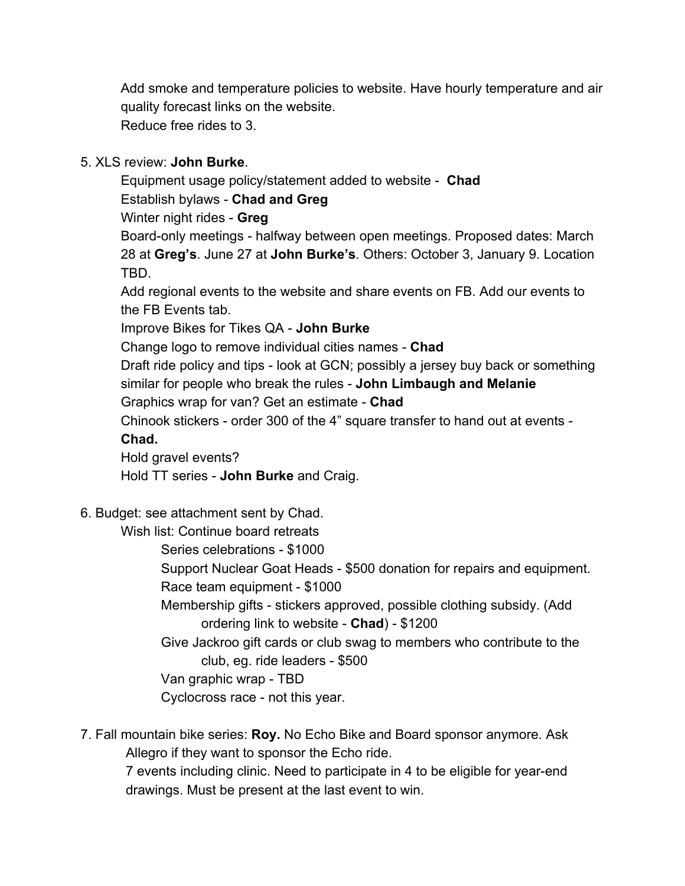Add smoke and temperature policies to website. Have hourly temperature and air quality forecast links on the website.
Reduce free rides to 3.

5. XLS review: **John Burke**.
    - Equipment usage policy/statement added to website - **Chad**
    - Establish bylaws - **Chad and Greg**
    - Winter night rides - **Greg**
    - Board-only meetings - halfway between open meetings. Proposed dates: March 28 at **Greg's**. June 27 at **John Burke's**. Others: October 3, January 9. Location TBD.
    - Add regional events to the website and share events on FB. Add our events to the FB Events tab.
    - Improve Bikes for Tikes QA - **John Burke**
    - Change logo to remove individual cities names - **Chad**
    - Draft ride policy and tips - look at GCN; possibly a jersey buy back or something similar for people who break the rules - **John Limbaugh and Melanie**
    - Graphics wrap for van? Get an estimate - **Chad**
    - Chinook stickers - order 300 of the 4" square transfer to hand out at events - **Chad.**
    - Hold gravel events?
    - Hold TT series - **John Burke** and Craig.

6. Budget: see attachment sent by Chad.
    - Wish list: Continue board retreats
        - Series celebrations - $1000
        - Support Nuclear Goat Heads - $500 donation for repairs and equipment.
        - Race team equipment - $1000
        - Membership gifts - stickers approved, possible clothing subsidy. (Add ordering link to website - **Chad**) - $1200
        - Give Jackroo gift cards or club swag to members who contribute to the club, eg. ride leaders - $500
        - Van graphic wrap - TBD
        - Cyclocross race - not this year.

7. Fall mountain bike series: **Roy.** No Echo Bike and Board sponsor anymore. Ask Allegro if they want to sponsor the Echo ride.
    7 events including clinic. Need to participate in 4 to be eligible for year-end drawings. Must be present at the last event to win.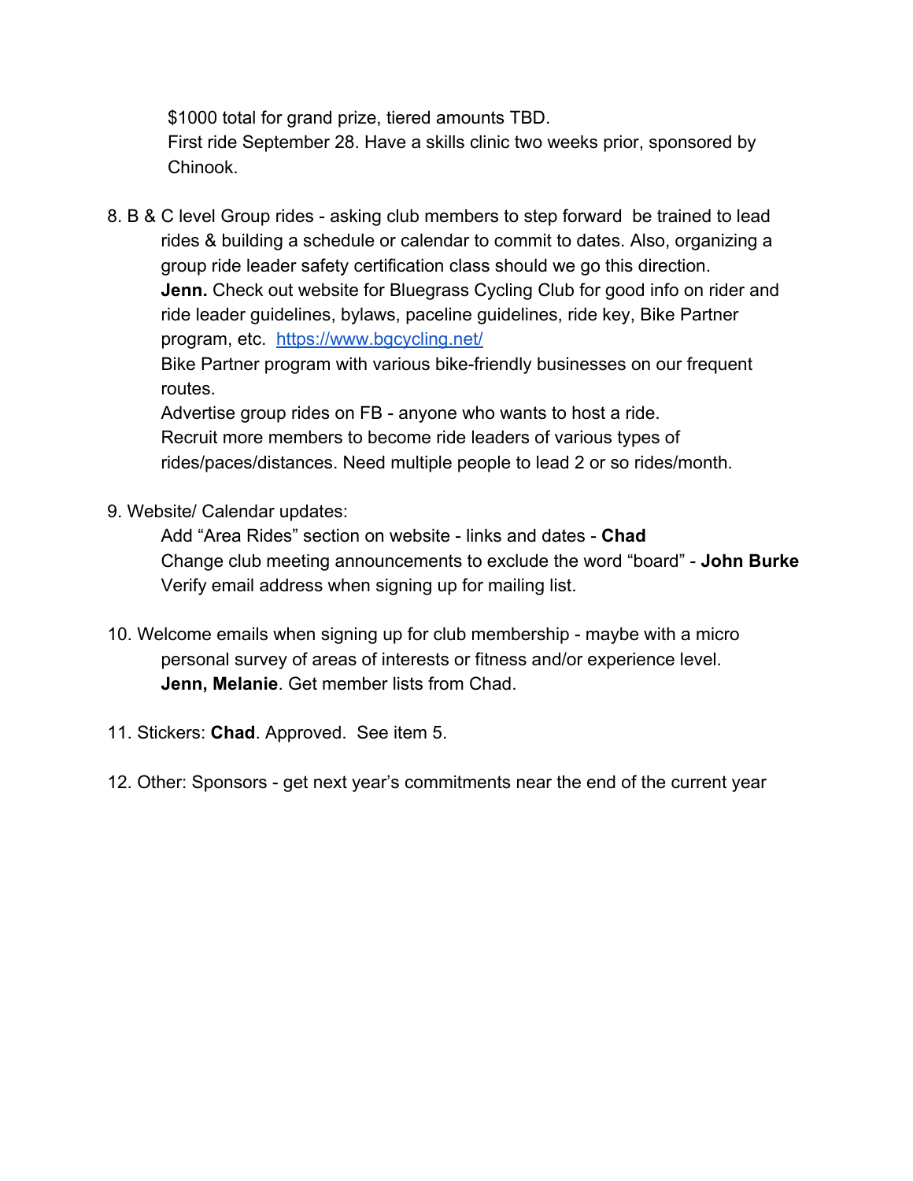$1000 total for grand prize, tiered amounts TBD.
First ride September 28. Have a skills clinic two weeks prior, sponsored by Chinook.

8. B & C level Group rides - asking club members to step forward be trained to lead rides & building a schedule or calendar to commit to dates. Also, organizing a group ride leader safety certification class should we go this direction.
   **Jenn.** Check out website for Bluegrass Cycling Club for good info on rider and ride leader guidelines, bylaws, paceline guidelines, ride key, Bike Partner program, etc. [https://www.bgcycling.net/](https://www.bgcycling.net/)
   Bike Partner program with various bike-friendly businesses on our frequent routes.
   Advertise group rides on FB - anyone who wants to host a ride.
   Recruit more members to become ride leaders of various types of rides/paces/distances. Need multiple people to lead 2 or so rides/month.

9. Website/ Calendar updates:
   Add "Area Rides" section on website - links and dates - **Chad**
   Change club meeting announcements to exclude the word "board" - **John Burke**
   Verify email address when signing up for mailing list.

10. Welcome emails when signing up for club membership - maybe with a micro personal survey of areas of interests or fitness and/or experience level.
    **Jenn, Melanie**. Get member lists from Chad.

11. Stickers: **Chad**. Approved. See item 5.

12. Other: Sponsors - get next year's commitments near the end of the current year